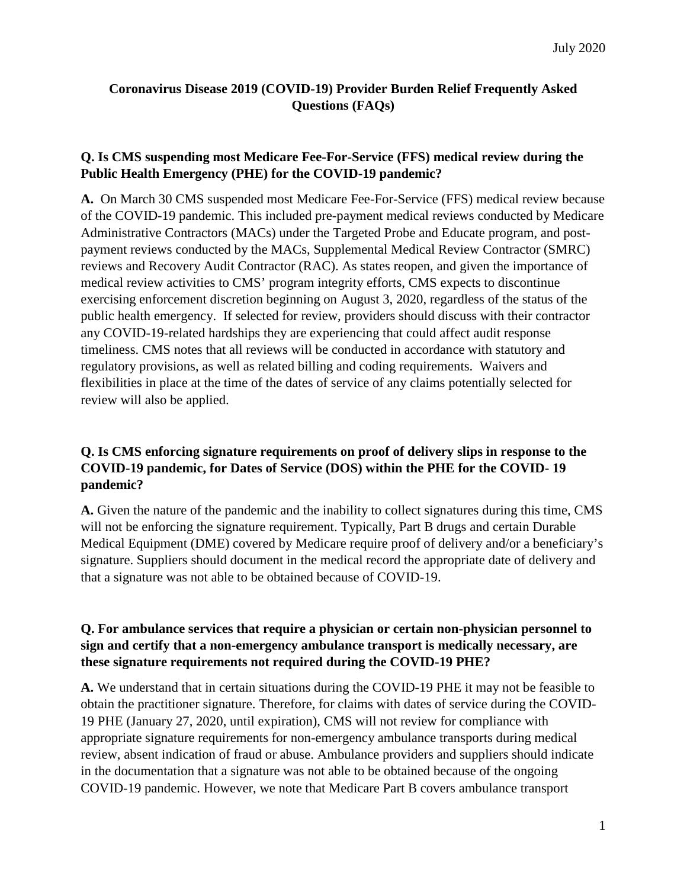July 2020

# Coronavirus Disease 2019 (COVID-19) Provider Burden Relief Frequently Asked Questions (FAQs)

**Q. Is CMS suspending most Medicare Fee-For-Service (FFS) medical review during the Public Health Emergency (PHE) for the COVID-19 pandemic?**

**A.** On March 30 CMS suspended most Medicare Fee-For-Service (FFS) medical review because of the COVID-19 pandemic. This included pre-payment medical reviews conducted by Medicare Administrative Contractors (MACs) under the Targeted Probe and Educate program, and post-payment reviews conducted by the MACs, Supplemental Medical Review Contractor (SMRC) reviews and Recovery Audit Contractor (RAC). As states reopen, and given the importance of medical review activities to CMS' program integrity efforts, CMS expects to discontinue exercising enforcement discretion beginning on August 3, 2020, regardless of the status of the public health emergency. If selected for review, providers should discuss with their contractor any COVID-19-related hardships they are experiencing that could affect audit response timeliness. CMS notes that all reviews will be conducted in accordance with statutory and regulatory provisions, as well as related billing and coding requirements. Waivers and flexibilities in place at the time of the dates of service of any claims potentially selected for review will also be applied.

**Q. Is CMS enforcing signature requirements on proof of delivery slips in response to the COVID-19 pandemic, for Dates of Service (DOS) within the PHE for the COVID- 19 pandemic?**

**A.** Given the nature of the pandemic and the inability to collect signatures during this time, CMS will not be enforcing the signature requirement. Typically, Part B drugs and certain Durable Medical Equipment (DME) covered by Medicare require proof of delivery and/or a beneficiary's signature. Suppliers should document in the medical record the appropriate date of delivery and that a signature was not able to be obtained because of COVID-19.

**Q. For ambulance services that require a physician or certain non-physician personnel to sign and certify that a non-emergency ambulance transport is medically necessary, are these signature requirements not required during the COVID-19 PHE?**

**A.** We understand that in certain situations during the COVID-19 PHE it may not be feasible to obtain the practitioner signature. Therefore, for claims with dates of service during the COVID-19 PHE (January 27, 2020, until expiration), CMS will not review for compliance with appropriate signature requirements for non-emergency ambulance transports during medical review, absent indication of fraud or abuse. Ambulance providers and suppliers should indicate in the documentation that a signature was not able to be obtained because of the ongoing COVID-19 pandemic. However, we note that Medicare Part B covers ambulance transport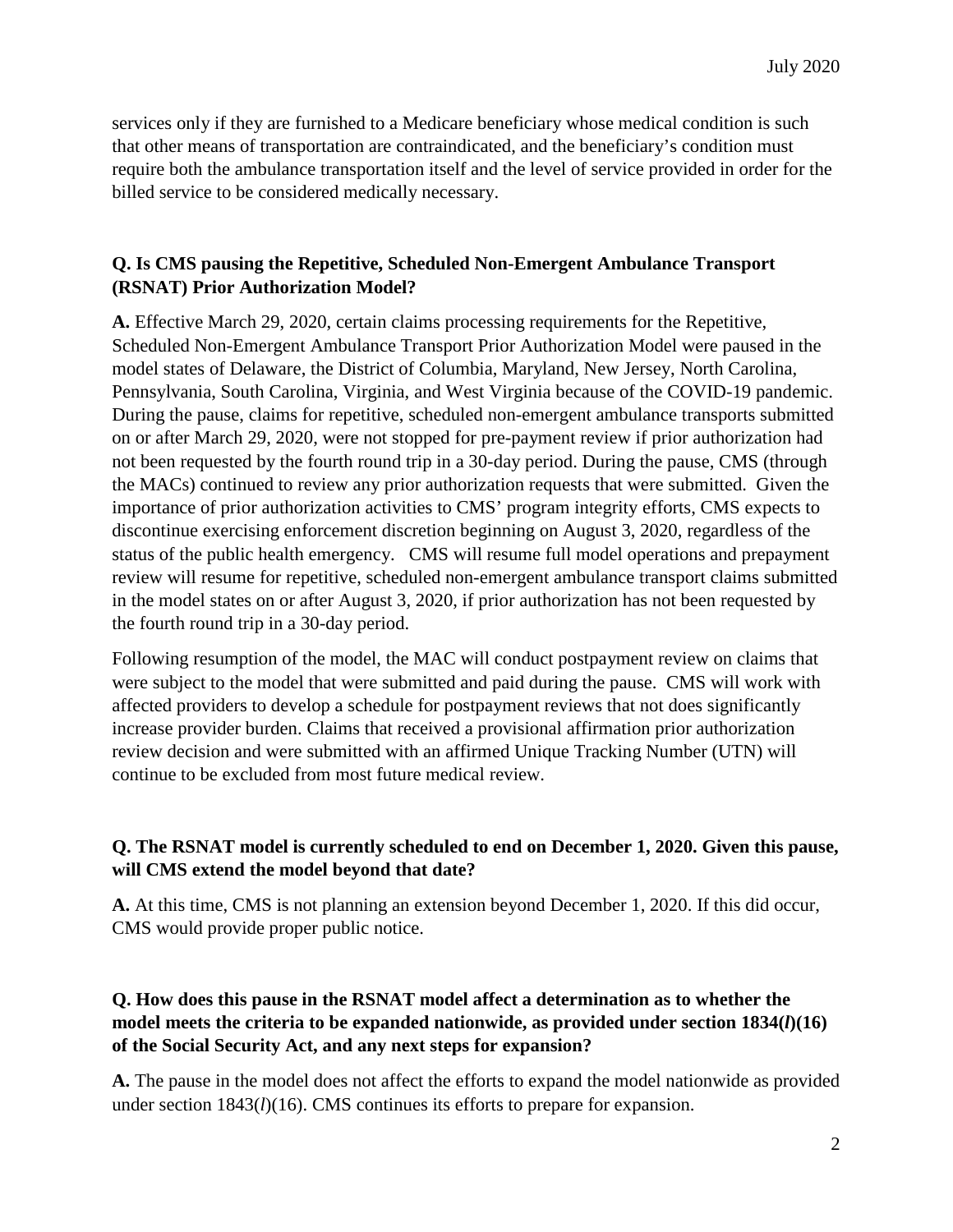services only if they are furnished to a Medicare beneficiary whose medical condition is such that other means of transportation are contraindicated, and the beneficiary's condition must require both the ambulance transportation itself and the level of service provided in order for the billed service to be considered medically necessary.

**Q. Is CMS pausing the Repetitive, Scheduled Non-Emergent Ambulance Transport (RSNAT) Prior Authorization Model?**

**A.** Effective March 29, 2020, certain claims processing requirements for the Repetitive, Scheduled Non-Emergent Ambulance Transport Prior Authorization Model were paused in the model states of Delaware, the District of Columbia, Maryland, New Jersey, North Carolina, Pennsylvania, South Carolina, Virginia, and West Virginia because of the COVID-19 pandemic. During the pause, claims for repetitive, scheduled non-emergent ambulance transports submitted on or after March 29, 2020, were not stopped for pre-payment review if prior authorization had not been requested by the fourth round trip in a 30-day period. During the pause, CMS (through the MACs) continued to review any prior authorization requests that were submitted. Given the importance of prior authorization activities to CMS' program integrity efforts, CMS expects to discontinue exercising enforcement discretion beginning on August 3, 2020, regardless of the status of the public health emergency. CMS will resume full model operations and prepayment review will resume for repetitive, scheduled non-emergent ambulance transport claims submitted in the model states on or after August 3, 2020, if prior authorization has not been requested by the fourth round trip in a 30-day period.

Following resumption of the model, the MAC will conduct postpayment review on claims that were subject to the model that were submitted and paid during the pause. CMS will work with affected providers to develop a schedule for postpayment reviews that not does significantly increase provider burden. Claims that received a provisional affirmation prior authorization review decision and were submitted with an affirmed Unique Tracking Number (UTN) will continue to be excluded from most future medical review.

**Q. The RSNAT model is currently scheduled to end on December 1, 2020. Given this pause, will CMS extend the model beyond that date?**

**A.** At this time, CMS is not planning an extension beyond December 1, 2020. If this did occur, CMS would provide proper public notice.

**Q. How does this pause in the RSNAT model affect a determination as to whether the model meets the criteria to be expanded nationwide, as provided under section 1834(*l*)(16) of the Social Security Act, and any next steps for expansion?**

**A.** The pause in the model does not affect the efforts to expand the model nationwide as provided under section 1843(*l*)(16). CMS continues its efforts to prepare for expansion.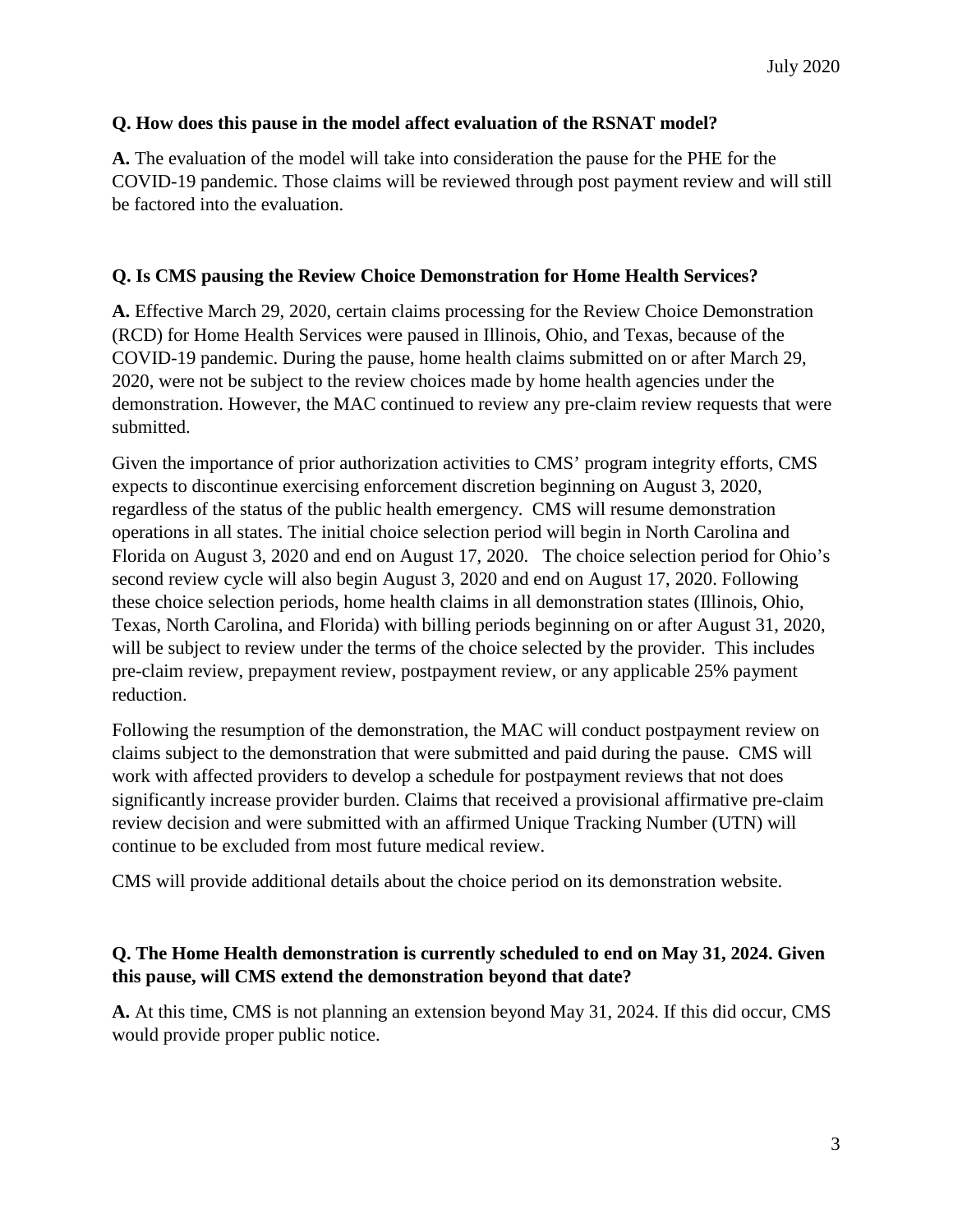**Q. How does this pause in the model affect evaluation of the RSNAT model?**

**A.** The evaluation of the model will take into consideration the pause for the PHE for the COVID-19 pandemic. Those claims will be reviewed through post payment review and will still be factored into the evaluation.

**Q. Is CMS pausing the Review Choice Demonstration for Home Health Services?**

**A.** Effective March 29, 2020, certain claims processing for the Review Choice Demonstration (RCD) for Home Health Services were paused in Illinois, Ohio, and Texas, because of the COVID-19 pandemic. During the pause, home health claims submitted on or after March 29, 2020, were not be subject to the review choices made by home health agencies under the demonstration. However, the MAC continued to review any pre-claim review requests that were submitted.

Given the importance of prior authorization activities to CMS' program integrity efforts, CMS expects to discontinue exercising enforcement discretion beginning on August 3, 2020, regardless of the status of the public health emergency. CMS will resume demonstration operations in all states. The initial choice selection period will begin in North Carolina and Florida on August 3, 2020 and end on August 17, 2020. The choice selection period for Ohio's second review cycle will also begin August 3, 2020 and end on August 17, 2020. Following these choice selection periods, home health claims in all demonstration states (Illinois, Ohio, Texas, North Carolina, and Florida) with billing periods beginning on or after August 31, 2020, will be subject to review under the terms of the choice selected by the provider. This includes pre-claim review, prepayment review, postpayment review, or any applicable 25% payment reduction.

Following the resumption of the demonstration, the MAC will conduct postpayment review on claims subject to the demonstration that were submitted and paid during the pause. CMS will work with affected providers to develop a schedule for postpayment reviews that not does significantly increase provider burden. Claims that received a provisional affirmative pre-claim review decision and were submitted with an affirmed Unique Tracking Number (UTN) will continue to be excluded from most future medical review.

CMS will provide additional details about the choice period on its demonstration website.

**Q. The Home Health demonstration is currently scheduled to end on May 31, 2024. Given this pause, will CMS extend the demonstration beyond that date?**

**A.** At this time, CMS is not planning an extension beyond May 31, 2024. If this did occur, CMS would provide proper public notice.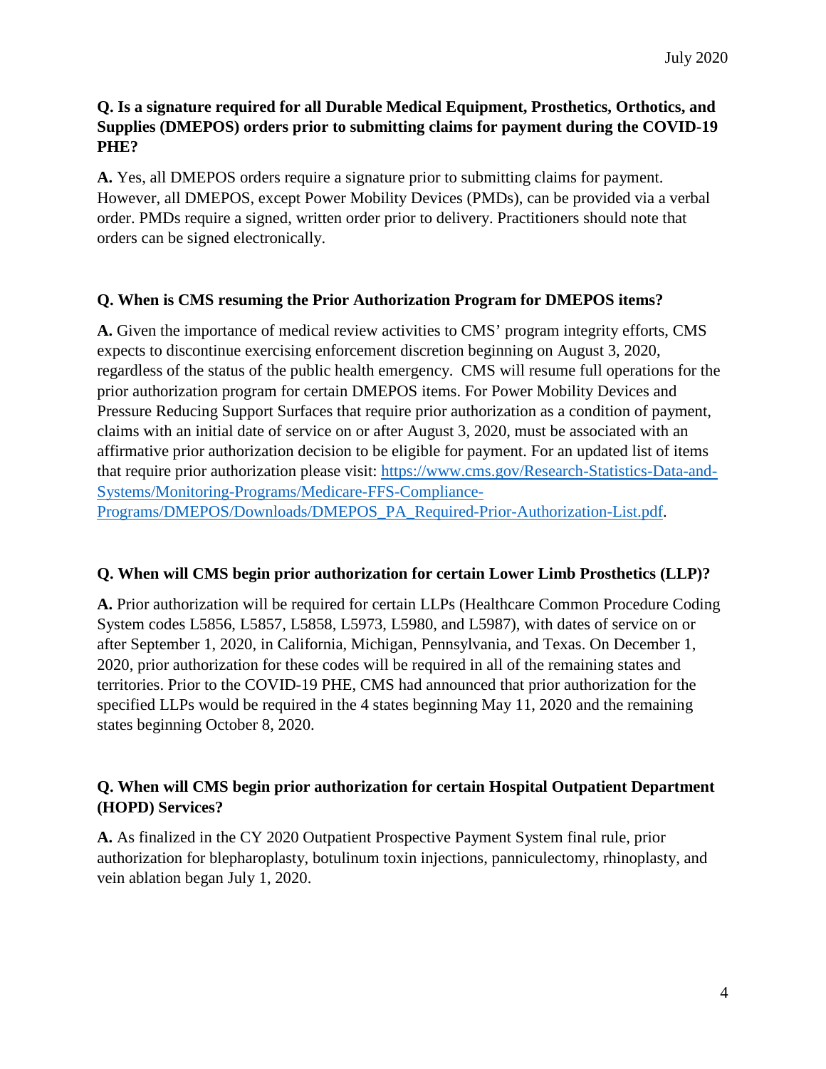**Q. Is a signature required for all Durable Medical Equipment, Prosthetics, Orthotics, and Supplies (DMEPOS) orders prior to submitting claims for payment during the COVID-19 PHE?**

**A.** Yes, all DMEPOS orders require a signature prior to submitting claims for payment. However, all DMEPOS, except Power Mobility Devices (PMDs), can be provided via a verbal order. PMDs require a signed, written order prior to delivery. Practitioners should note that orders can be signed electronically.

**Q. When is CMS resuming the Prior Authorization Program for DMEPOS items?**

**A.** Given the importance of medical review activities to CMS' program integrity efforts, CMS expects to discontinue exercising enforcement discretion beginning on August 3, 2020, regardless of the status of the public health emergency. CMS will resume full operations for the prior authorization program for certain DMEPOS items. For Power Mobility Devices and Pressure Reducing Support Surfaces that require prior authorization as a condition of payment, claims with an initial date of service on or after August 3, 2020, must be associated with an affirmative prior authorization decision to be eligible for payment. For an updated list of items that require prior authorization please visit: [https://www.cms.gov/Research-Statistics-Data-and-Systems/Monitoring-Programs/Medicare-FFS-Compliance-Programs/DMEPOS/Downloads/DMEPOS_PA_Required-Prior-Authorization-List.pdf](https://www.cms.gov/Research-Statistics-Data-and-Systems/Monitoring-Programs/Medicare-FFS-Compliance-Programs/DMEPOS/Downloads/DMEPOS_PA_Required-Prior-Authorization-List.pdf).

**Q. When will CMS begin prior authorization for certain Lower Limb Prosthetics (LLP)?**

**A.** Prior authorization will be required for certain LLPs (Healthcare Common Procedure Coding System codes L5856, L5857, L5858, L5973, L5980, and L5987), with dates of service on or after September 1, 2020, in California, Michigan, Pennsylvania, and Texas. On December 1, 2020, prior authorization for these codes will be required in all of the remaining states and territories. Prior to the COVID-19 PHE, CMS had announced that prior authorization for the specified LLPs would be required in the 4 states beginning May 11, 2020 and the remaining states beginning October 8, 2020.

**Q. When will CMS begin prior authorization for certain Hospital Outpatient Department (HOPD) Services?**

**A.** As finalized in the CY 2020 Outpatient Prospective Payment System final rule, prior authorization for blepharoplasty, botulinum toxin injections, panniculectomy, rhinoplasty, and vein ablation began July 1, 2020.